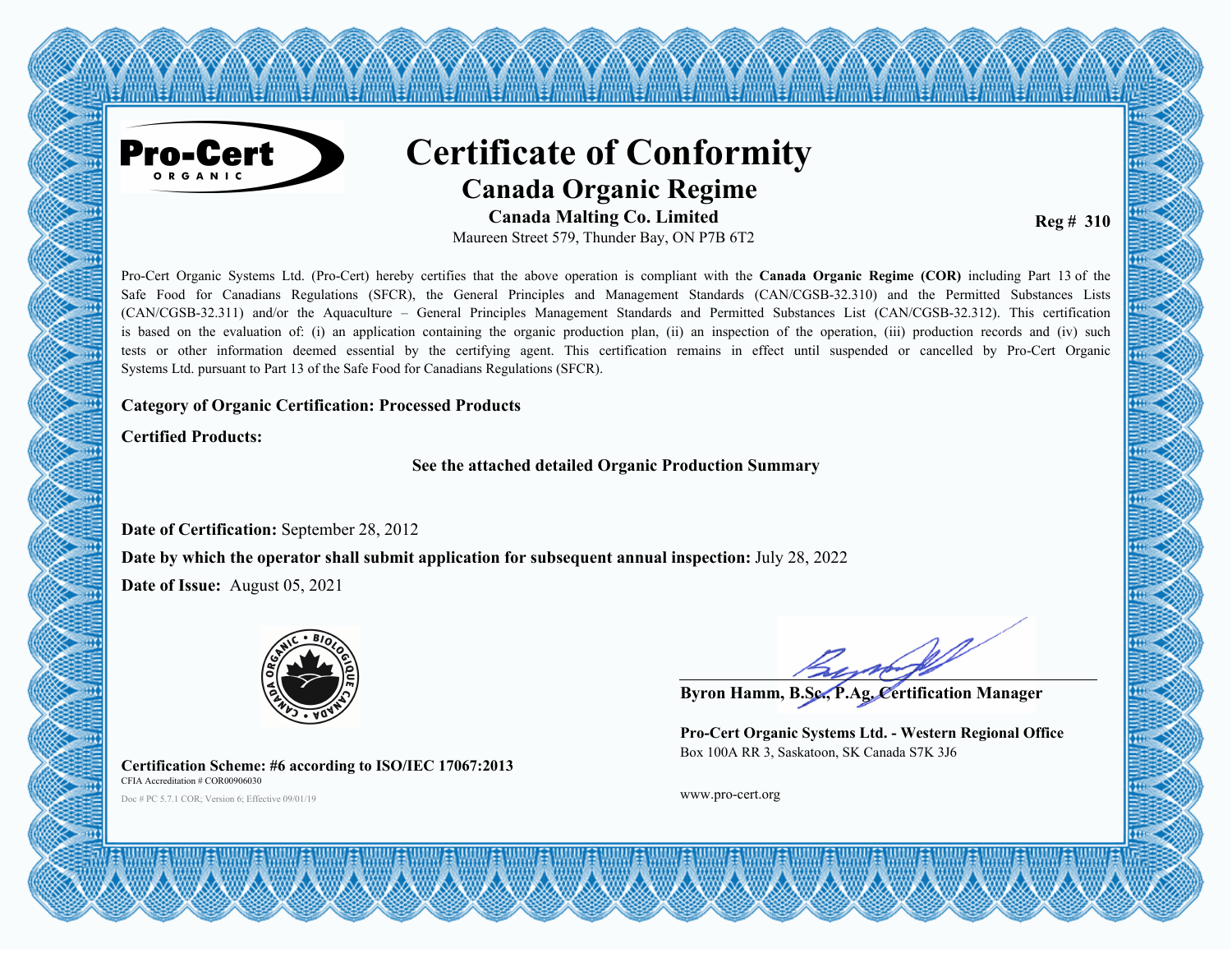Pro-Cert ORGANIC

# Certificate of Conformity

## Canada Organic Regime

**Canada Malting Co. Limited**

Maureen Street 579, Thunder Bay, ON P7B 6T2

**Reg # 310**

Pro-Cert Organic Systems Ltd. (Pro-Cert) hereby certifies that the above operation is compliant with the **Canada Organic Regime (COR)** including Part 13 of the Safe Food for Canadians Regulations (SFCR), the General Principles and Management Standards (CAN/CGSB-32.310) and the Permitted Substances Lists (CAN/CGSB-32.311) and/or the Aquaculture – General Principles Management Standards and Permitted Substances List (CAN/CGSB-32.312). This certification is based on the evaluation of: (i) an application containing the organic production plan, (ii) an inspection of the operation, (iii) production records and (iv) such tests or other information deemed essential by the certifying agent. This certification remains in effect until suspended or cancelled by Pro-Cert Organic Systems Ltd. pursuant to Part 13 of the Safe Food for Canadians Regulations (SFCR).

**Category of Organic Certification: Processed Products**

**Certified Products:**

**See the attached detailed Organic Production Summary**

**Date of Certification:** September 28, 2012

**Date by which the operator shall submit application for subsequent annual inspection:** July 28, 2022

**Date of Issue:** August 05, 2021

CANADA ORGANIC • BIOLOGIQUE CANADA

**Byron Hamm, B.Sc., P.Ag, Certification Manager**

**Pro-Cert Organic Systems Ltd. - Western Regional Office**

Box 100A RR 3, Saskatoon, SK Canada S7K 3J6

www.pro-cert.org

**Certification Scheme: #6 according to ISO/IEC 17067:2013**

CFIA Accreditation # COR00906030

Doc # PC 5.7.1 COR; Version 6; Effective 09/01/19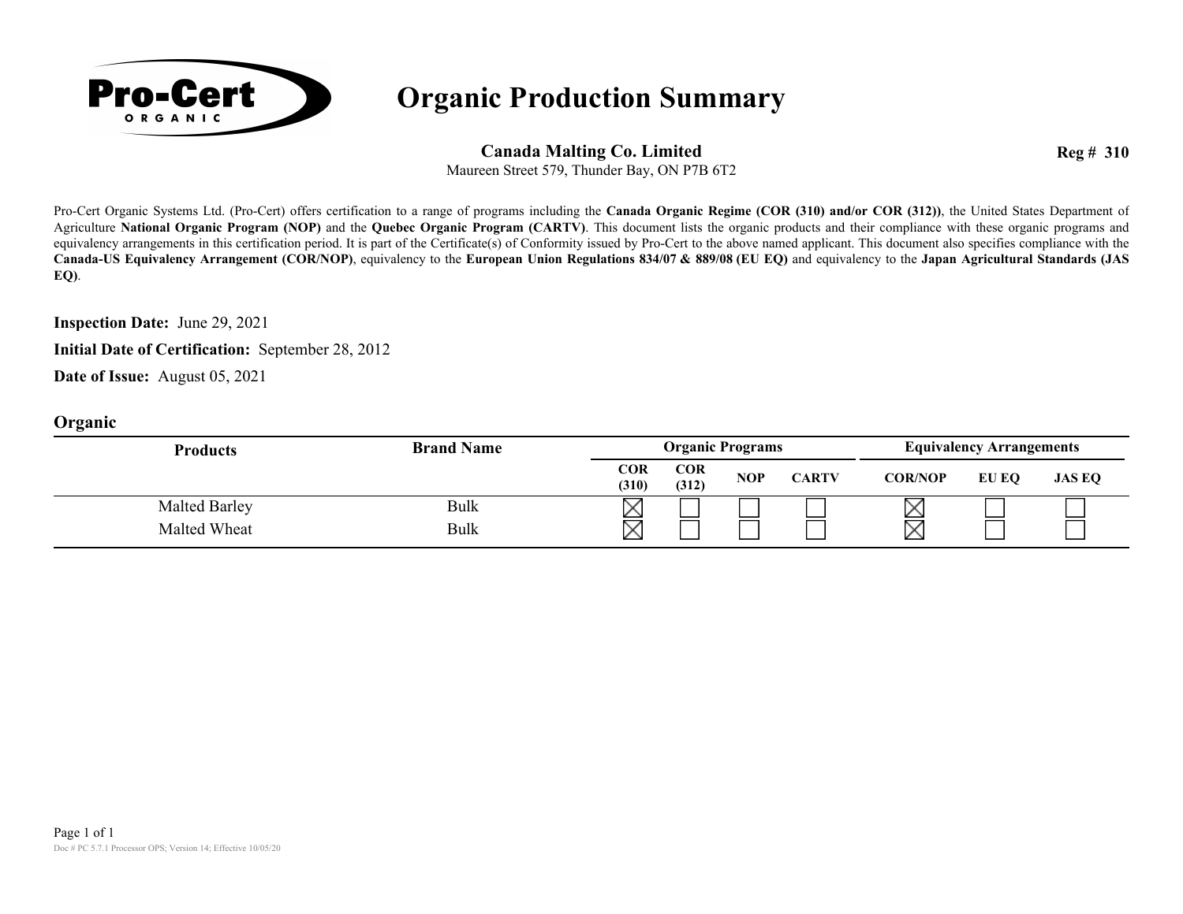# Organic Production Summary

**Canada Malting Co. Limited**
Maureen Street 579, Thunder Bay, ON P7B 6T2

**Reg # 310**

Pro-Cert Organic Systems Ltd. (Pro-Cert) offers certification to a range of programs including the **Canada Organic Regime (COR (310) and/or COR (312))**, the United States Department of Agriculture **National Organic Program (NOP)** and the **Quebec Organic Program (CARTV)**. This document lists the organic products and their compliance with these organic programs and equivalency arrangements in this certification period. It is part of the Certificate(s) of Conformity issued by Pro-Cert to the above named applicant. This document also specifies compliance with the **Canada-US Equivalency Arrangement (COR/NOP)**, equivalency to the **European Union Regulations 834/07 & 889/08 (EU EQ)** and equivalency to the **Japan Agricultural Standards (JAS EQ)**.

**Inspection Date:** June 29, 2021

**Initial Date of Certification:** September 28, 2012

**Date of Issue:** August 05, 2021

## Organic

| Products | Brand Name | Organic Programs | | | | Equivalency Arrangements | | |
|---|---|---|---|---|---|---|---|---|
| | | COR (310) | COR (312) | NOP | CARTV | COR/NOP | EU EQ | JAS EQ |
| Malted Barley | Bulk | ☒ | ☐ | ☐ | ☐ | ☒ | ☐ | ☐ |
| Malted Wheat | Bulk | ☒ | ☐ | ☐ | ☐ | ☒ | ☐ | ☐ |

Doc # PC 5.7.1 Processor OPS; Version 14; Effective 10/05/20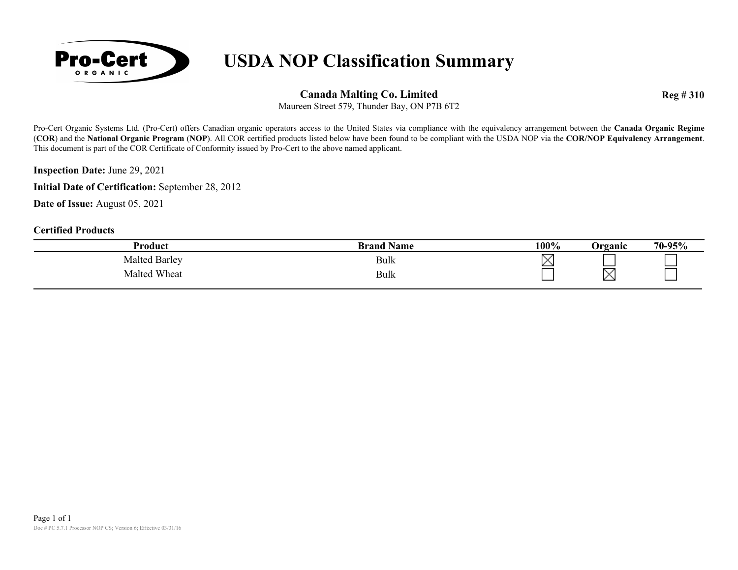# USDA NOP Classification Summary

**Canada Malting Co. Limited**

Maureen Street 579, Thunder Bay, ON P7B 6T2

**Reg # 310**

Pro-Cert Organic Systems Ltd. (Pro-Cert) offers Canadian organic operators access to the United States via compliance with the equivalency arrangement between the **Canada Organic Regime** (**COR**) and the **National Organic Program** (**NOP**). All COR certified products listed below have been found to be compliant with the USDA NOP via the **COR/NOP Equivalency Arrangement**. This document is part of the COR Certificate of Conformity issued by Pro-Cert to the above named applicant.

**Inspection Date:** June 29, 2021

**Initial Date of Certification:** September 28, 2012

**Date of Issue:** August 05, 2021

### Certified Products

| Product | Brand Name | 100% | Organic | 70-95% |
|---|---|---|---|---|
| Malted Barley | Bulk | ☒ | ☐ | ☐ |
| Malted Wheat | Bulk | ☐ | ☒ | ☐ |

Doc # PC 5.7.1 Processor NOP CS; Version 6; Effective 03/31/16